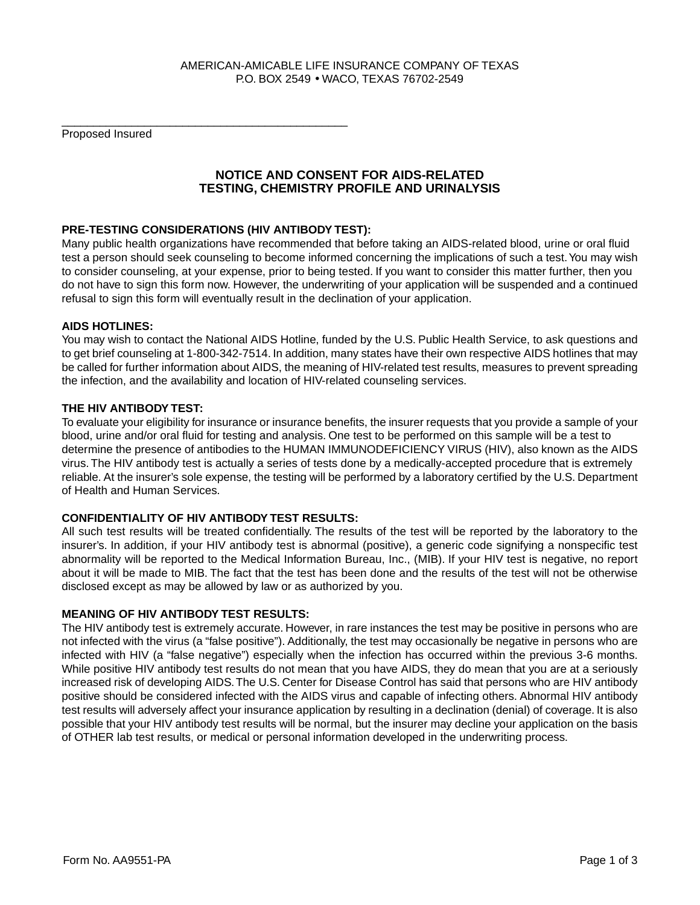AMERICAN-AMICABLE LIFE INSURANCE COMPANY OF TEXAS
P.O. BOX 2549 • WACO, TEXAS 76702-2549

_______________________________________________
Proposed Insured

## NOTICE AND CONSENT FOR AIDS-RELATED TESTING, CHEMISTRY PROFILE AND URINALYSIS

**PRE-TESTING CONSIDERATIONS (HIV ANTIBODY TEST):**
Many public health organizations have recommended that before taking an AIDS-related blood, urine or oral fluid test a person should seek counseling to become informed concerning the implications of such a test. You may wish to consider counseling, at your expense, prior to being tested. If you want to consider this matter further, then you do not have to sign this form now. However, the underwriting of your application will be suspended and a continued refusal to sign this form will eventually result in the declination of your application.

**AIDS HOTLINES:**
You may wish to contact the National AIDS Hotline, funded by the U.S. Public Health Service, to ask questions and to get brief counseling at 1-800-342-7514. In addition, many states have their own respective AIDS hotlines that may be called for further information about AIDS, the meaning of HIV-related test results, measures to prevent spreading the infection, and the availability and location of HIV-related counseling services.

**THE HIV ANTIBODY TEST:**
To evaluate your eligibility for insurance or insurance benefits, the insurer requests that you provide a sample of your blood, urine and/or oral fluid for testing and analysis. One test to be performed on this sample will be a test to determine the presence of antibodies to the HUMAN IMMUNODEFICIENCY VIRUS (HIV), also known as the AIDS virus. The HIV antibody test is actually a series of tests done by a medically-accepted procedure that is extremely reliable. At the insurer's sole expense, the testing will be performed by a laboratory certified by the U.S. Department of Health and Human Services.

**CONFIDENTIALITY OF HIV ANTIBODY TEST RESULTS:**
All such test results will be treated confidentially. The results of the test will be reported by the laboratory to the insurer's. In addition, if your HIV antibody test is abnormal (positive), a generic code signifying a nonspecific test abnormality will be reported to the Medical Information Bureau, Inc., (MIB). If your HIV test is negative, no report about it will be made to MIB. The fact that the test has been done and the results of the test will not be otherwise disclosed except as may be allowed by law or as authorized by you.

**MEANING OF HIV ANTIBODY TEST RESULTS:**
The HIV antibody test is extremely accurate. However, in rare instances the test may be positive in persons who are not infected with the virus (a "false positive"). Additionally, the test may occasionally be negative in persons who are infected with HIV (a "false negative") especially when the infection has occurred within the previous 3-6 months. While positive HIV antibody test results do not mean that you have AIDS, they do mean that you are at a seriously increased risk of developing AIDS. The U.S. Center for Disease Control has said that persons who are HIV antibody positive should be considered infected with the AIDS virus and capable of infecting others. Abnormal HIV antibody test results will adversely affect your insurance application by resulting in a declination (denial) of coverage. It is also possible that your HIV antibody test results will be normal, but the insurer may decline your application on the basis of OTHER lab test results, or medical or personal information developed in the underwriting process.

Form No. AA9551-PA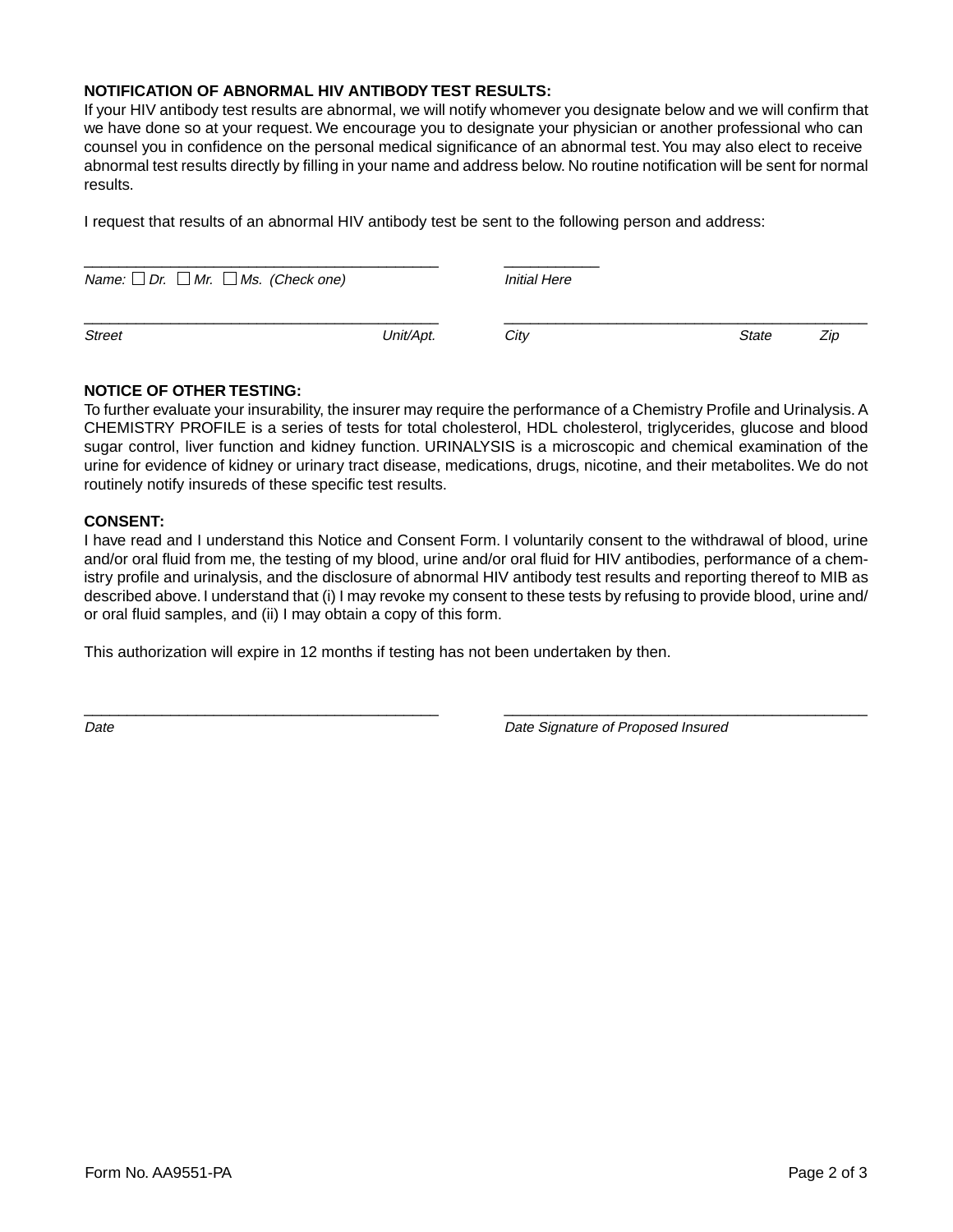**NOTIFICATION OF ABNORMAL HIV ANTIBODY TEST RESULTS:**

If your HIV antibody test results are abnormal, we will notify whomever you designate below and we will confirm that we have done so at your request. We encourage you to designate your physician or another professional who can counsel you in confidence on the personal medical significance of an abnormal test. You may also elect to receive abnormal test results directly by filling in your name and address below. No routine notification will be sent for normal results.

I request that results of an abnormal HIV antibody test be sent to the following person and address:

___________________________________________ ____________

*Name: ☐ Dr. ☐ Mr. ☐ Ms. (Check one)* *Initial Here*

___________________________________________ ___________________________________________

*Street* *Unit/Apt.* *City* *State* *Zip*

**NOTICE OF OTHER TESTING:**

To further evaluate your insurability, the insurer may require the performance of a Chemistry Profile and Urinalysis. A CHEMISTRY PROFILE is a series of tests for total cholesterol, HDL cholesterol, triglycerides, glucose and blood sugar control, liver function and kidney function. URINALYSIS is a microscopic and chemical examination of the urine for evidence of kidney or urinary tract disease, medications, drugs, nicotine, and their metabolites. We do not routinely notify insureds of these specific test results.

**CONSENT:**

I have read and I understand this Notice and Consent Form. I voluntarily consent to the withdrawal of blood, urine and/or oral fluid from me, the testing of my blood, urine and/or oral fluid for HIV antibodies, performance of a chemistry profile and urinalysis, and the disclosure of abnormal HIV antibody test results and reporting thereof to MIB as described above. I understand that (i) I may revoke my consent to these tests by refusing to provide blood, urine and/or oral fluid samples, and (ii) I may obtain a copy of this form.

This authorization will expire in 12 months if testing has not been undertaken by then.

___________________________________________ ___________________________________________

*Date* *Date Signature of Proposed Insured*

Form No. AA9551-PA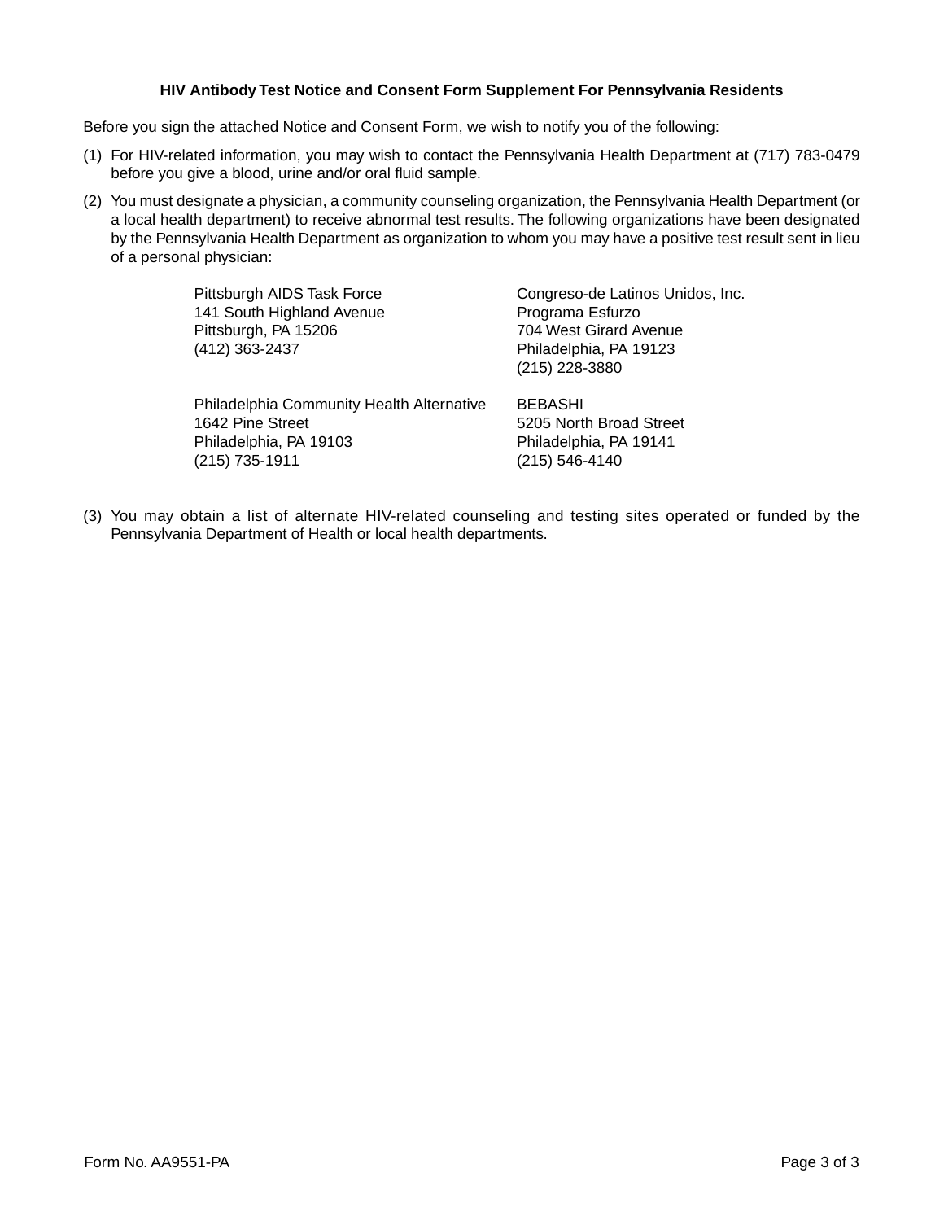**HIV Antibody Test Notice and Consent Form Supplement For Pennsylvania Residents**

Before you sign the attached Notice and Consent Form, we wish to notify you of the following:

(1) For HIV-related information, you may wish to contact the Pennsylvania Health Department at (717) 783-0479 before you give a blood, urine and/or oral fluid sample.

(2) You must designate a physician, a community counseling organization, the Pennsylvania Health Department (or a local health department) to receive abnormal test results. The following organizations have been designated by the Pennsylvania Health Department as organization to whom you may have a positive test result sent in lieu of a personal physician:

| | |
|---|---|
| Pittsburgh AIDS Task Force<br>141 South Highland Avenue<br>Pittsburgh, PA 15206<br>(412) 363-2437 | Congreso-de Latinos Unidos, Inc.<br>Programa Esfurzo<br>704 West Girard Avenue<br>Philadelphia, PA 19123<br>(215) 228-3880 |
| Philadelphia Community Health Alternative<br>1642 Pine Street<br>Philadelphia, PA 19103<br>(215) 735-1911 | BEBASHI<br>5205 North Broad Street<br>Philadelphia, PA 19141<br>(215) 546-4140 |

(3) You may obtain a list of alternate HIV-related counseling and testing sites operated or funded by the Pennsylvania Department of Health or local health departments.

Form No. AA9551-PA